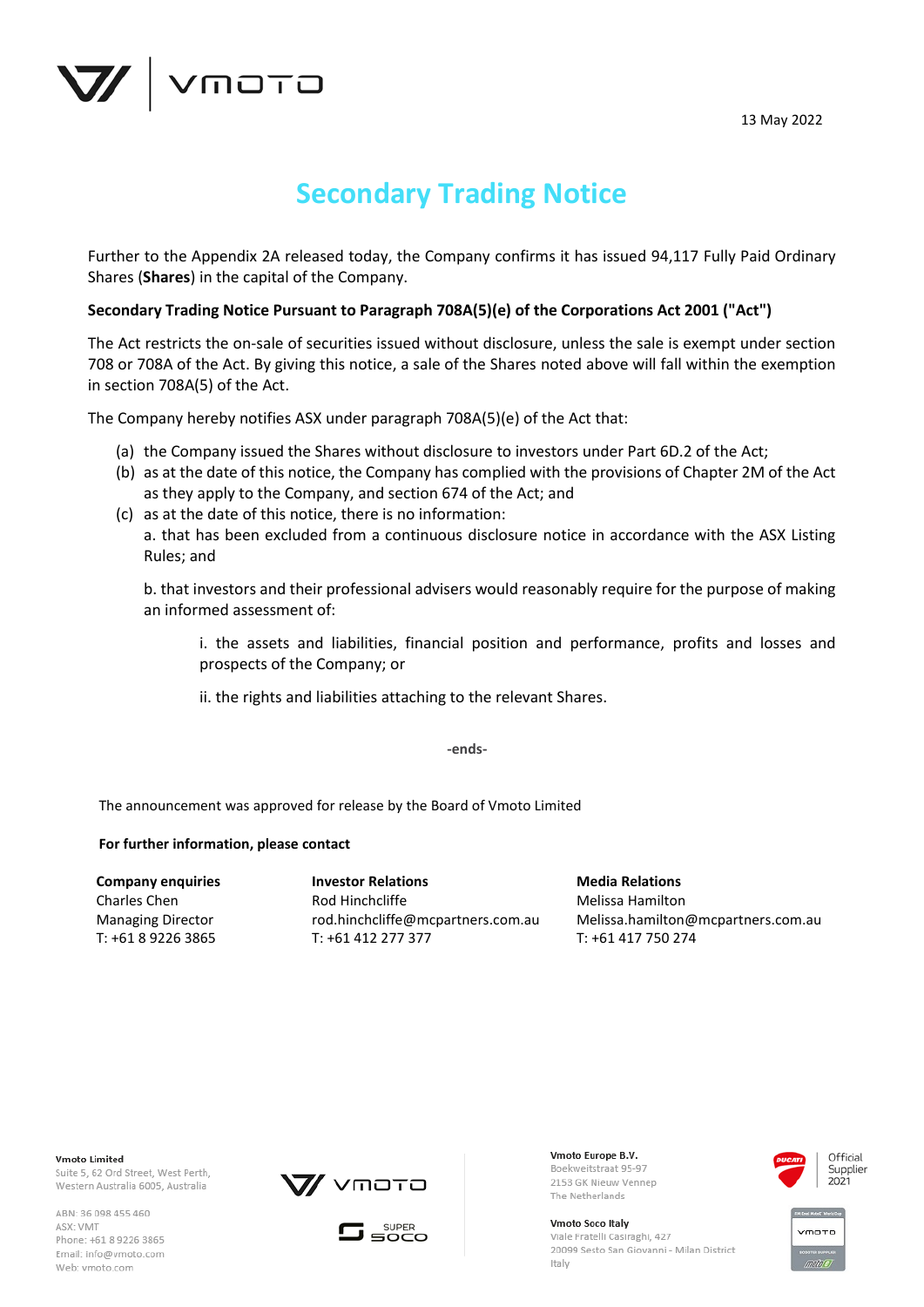13 May 2022

# Secondary Trading Notice

Further to the Appendix 2A released today, the Company confirms it has issued 94,117 Fully Paid Ordinary Shares (**Shares**) in the capital of the Company.

**Secondary Trading Notice Pursuant to Paragraph 708A(5)(e) of the Corporations Act 2001 ("Act")**

The Act restricts the on-sale of securities issued without disclosure, unless the sale is exempt under section 708 or 708A of the Act. By giving this notice, a sale of the Shares noted above will fall within the exemption in section 708A(5) of the Act.

The Company hereby notifies ASX under paragraph 708A(5)(e) of the Act that:

(a) the Company issued the Shares without disclosure to investors under Part 6D.2 of the Act;

(b) as at the date of this notice, the Company has complied with the provisions of Chapter 2M of the Act as they apply to the Company, and section 674 of the Act; and

(c) as at the date of this notice, there is no information:

  a. that has been excluded from a continuous disclosure notice in accordance with the ASX Listing Rules; and

  b. that investors and their professional advisers would reasonably require for the purpose of making an informed assessment of:

    i. the assets and liabilities, financial position and performance, profits and losses and prospects of the Company; or

    ii. the rights and liabilities attaching to the relevant Shares.

-ends-

The announcement was approved for release by the Board of Vmoto Limited

**For further information, please contact**

| **Company enquiries** | **Investor Relations** | **Media Relations** |
|---|---|---|
| Charles Chen | Rod Hinchcliffe | Melissa Hamilton |
| Managing Director | rod.hinchcliffe@mcpartners.com.au | Melissa.hamilton@mcpartners.com.au |
| T: +61 8 9226 3865 | T: +61 412 277 377 | T: +61 417 750 274 |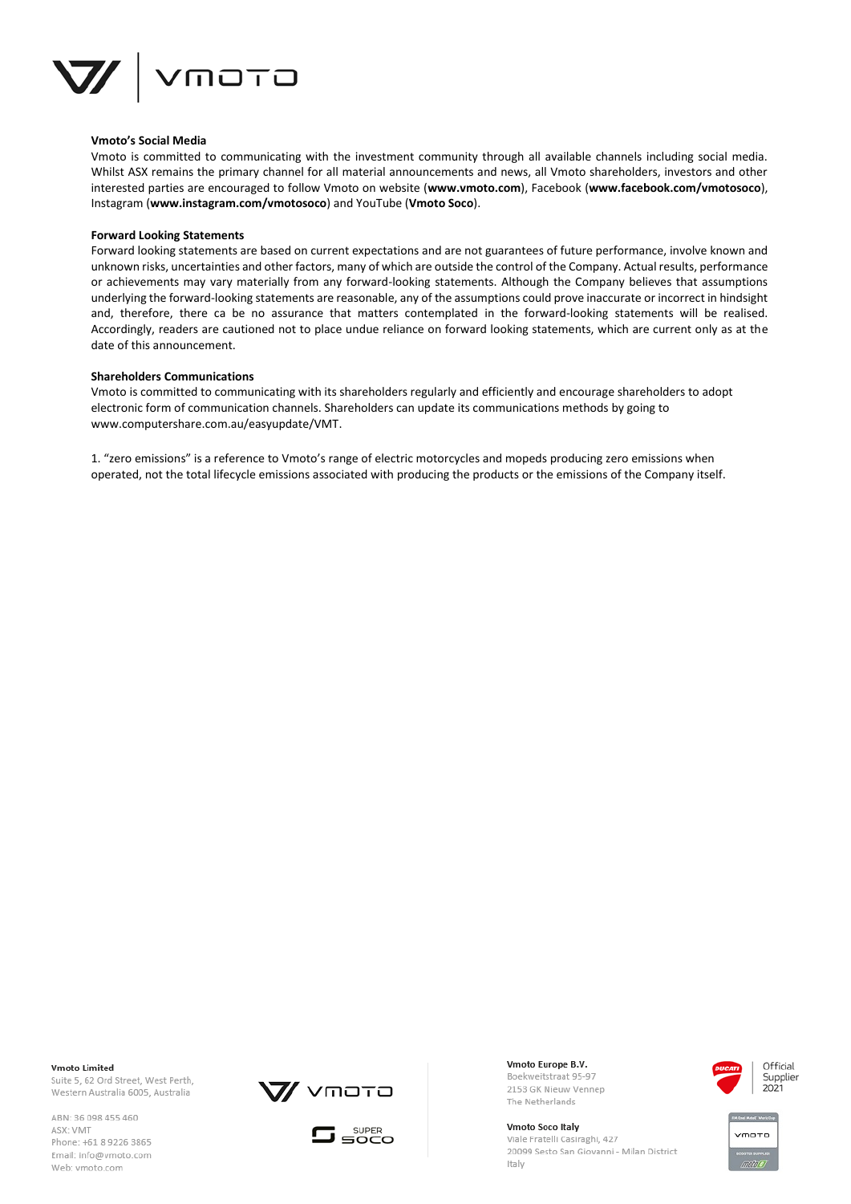**Vmoto's Social Media**

Vmoto is committed to communicating with the investment community through all available channels including social media. Whilst ASX remains the primary channel for all material announcements and news, all Vmoto shareholders, investors and other interested parties are encouraged to follow Vmoto on website (**www.vmoto.com**), Facebook (**www.facebook.com/vmotosoco**), Instagram (**www.instagram.com/vmotosoco**) and YouTube (**Vmoto Soco**).

**Forward Looking Statements**

Forward looking statements are based on current expectations and are not guarantees of future performance, involve known and unknown risks, uncertainties and other factors, many of which are outside the control of the Company. Actual results, performance or achievements may vary materially from any forward-looking statements. Although the Company believes that assumptions underlying the forward-looking statements are reasonable, any of the assumptions could prove inaccurate or incorrect in hindsight and, therefore, there ca be no assurance that matters contemplated in the forward-looking statements will be realised. Accordingly, readers are cautioned not to place undue reliance on forward looking statements, which are current only as at the date of this announcement.

**Shareholders Communications**

Vmoto is committed to communicating with its shareholders regularly and efficiently and encourage shareholders to adopt electronic form of communication channels. Shareholders can update its communications methods by going to www.computershare.com.au/easyupdate/VMT.

1. "zero emissions" is a reference to Vmoto's range of electric motorcycles and mopeds producing zero emissions when operated, not the total lifecycle emissions associated with producing the products or the emissions of the Company itself.